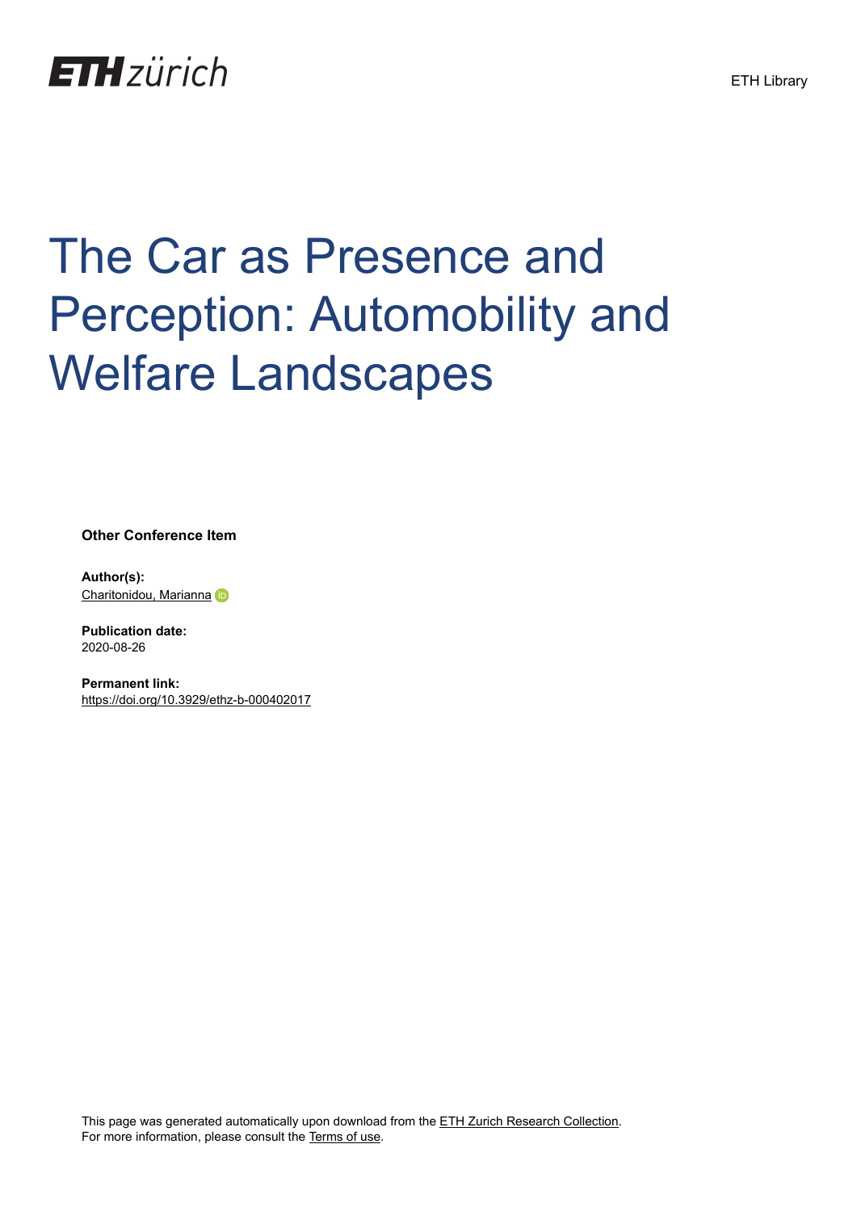ETH zürich

ETH Library

# The Car as Presence and Perception: Automobility and Welfare Landscapes

**Other Conference Item**

**Author(s):**
Charitonidou, Marianna

**Publication date:**
2020-08-26

**Permanent link:**
https://doi.org/10.3929/ethz-b-000402017

This page was generated automatically upon download from the ETH Zurich Research Collection.
For more information, please consult the Terms of use.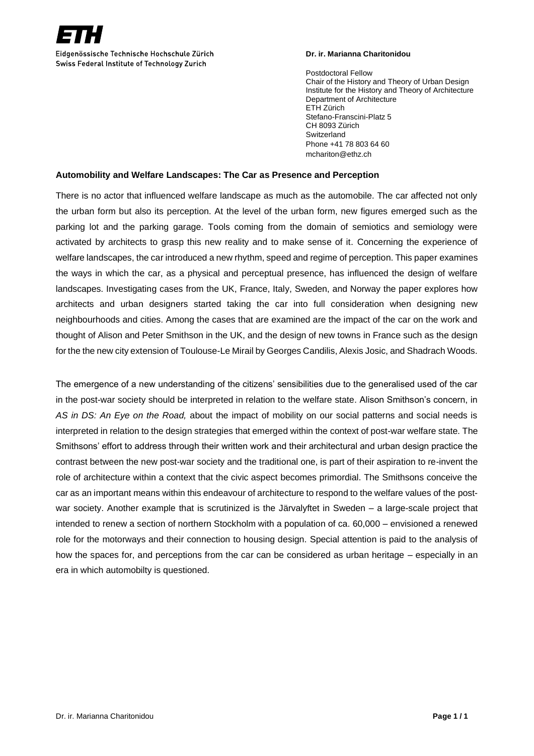ETH

Eidgenössische Technische Hochschule Zürich
Swiss Federal Institute of Technology Zurich

**Dr. ir. Marianna Charitonidou**

Postdoctoral Fellow
Chair of the History and Theory of Urban Design
Institute for the History and Theory of Architecture
Department of Architecture
ETH Zürich
Stefano-Franscini-Platz 5
CH 8093 Zürich
Switzerland
Phone +41 78 803 64 60
mchariton@ethz.ch

**Automobility and Welfare Landscapes: The Car as Presence and Perception**

There is no actor that influenced welfare landscape as much as the automobile. The car affected not only the urban form but also its perception. At the level of the urban form, new figures emerged such as the parking lot and the parking garage. Tools coming from the domain of semiotics and semiology were activated by architects to grasp this new reality and to make sense of it. Concerning the experience of welfare landscapes, the car introduced a new rhythm, speed and regime of perception. This paper examines the ways in which the car, as a physical and perceptual presence, has influenced the design of welfare landscapes. Investigating cases from the UK, France, Italy, Sweden, and Norway the paper explores how architects and urban designers started taking the car into full consideration when designing new neighbourhoods and cities. Among the cases that are examined are the impact of the car on the work and thought of Alison and Peter Smithson in the UK, and the design of new towns in France such as the design for the the new city extension of Toulouse-Le Mirail by Georges Candilis, Alexis Josic, and Shadrach Woods.

The emergence of a new understanding of the citizens' sensibilities due to the generalised used of the car in the post-war society should be interpreted in relation to the welfare state. Alison Smithson's concern, in *AS in DS: An Eye on the Road,* about the impact of mobility on our social patterns and social needs is interpreted in relation to the design strategies that emerged within the context of post-war welfare state. The Smithsons' effort to address through their written work and their architectural and urban design practice the contrast between the new post-war society and the traditional one, is part of their aspiration to re-invent the role of architecture within a context that the civic aspect becomes primordial. The Smithsons conceive the car as an important means within this endeavour of architecture to respond to the welfare values of the post-war society. Another example that is scrutinized is the Järvalyftet in Sweden – a large-scale project that intended to renew a section of northern Stockholm with a population of ca. 60,000 – envisioned a renewed role for the motorways and their connection to housing design. Special attention is paid to the analysis of how the spaces for, and perceptions from the car can be considered as urban heritage – especially in an era in which automobilty is questioned.